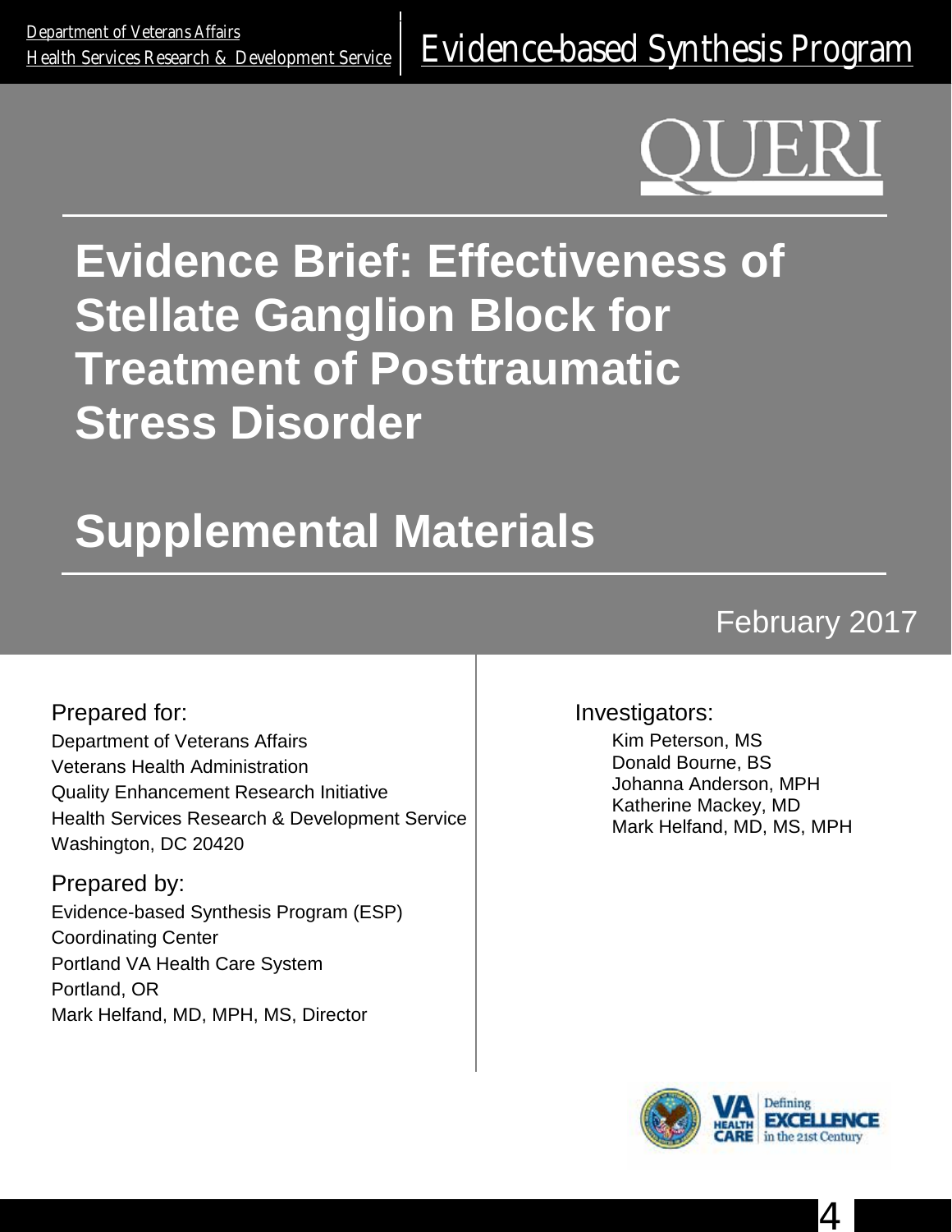Department of Veterans Affairs
Health Services Research & Development Service

Evidence-based Synthesis Program

QUERI

# Evidence Brief: Effectiveness of Stellate Ganglion Block for Treatment of Posttraumatic Stress Disorder

# Supplemental Materials

February 2017

Prepared for:
Department of Veterans Affairs
Veterans Health Administration
Quality Enhancement Research Initiative
Health Services Research & Development Service
Washington, DC 20420

Prepared by:
Evidence-based Synthesis Program (ESP)
Coordinating Center
Portland VA Health Care System
Portland, OR
Mark Helfand, MD, MPH, MS, Director

Investigators:
Kim Peterson, MS
Donald Bourne, BS
Johanna Anderson, MPH
Katherine Mackey, MD
Mark Helfand, MD, MS, MPH

VA HEALTH CARE Defining EXCELLENCE in the 21st Century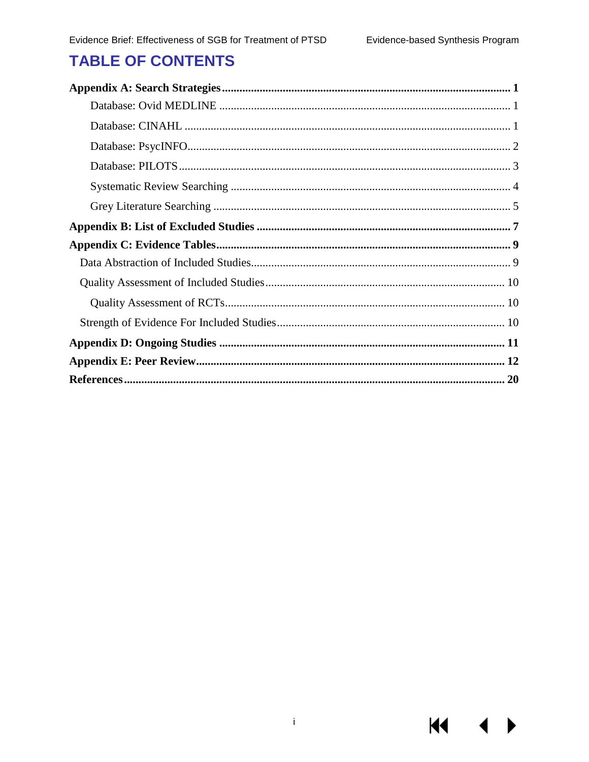# TABLE OF CONTENTS

**Appendix A: Search Strategies** .......... **1**

- Database: Ovid MEDLINE .......... 1
- Database: CINAHL .......... 1
- Database: PsycINFO .......... 2
- Database: PILOTS .......... 3
- Systematic Review Searching .......... 4
- Grey Literature Searching .......... 5

**Appendix B: List of Excluded Studies** .......... **7**

**Appendix C: Evidence Tables** .......... **9**

- Data Abstraction of Included Studies .......... 9
- Quality Assessment of Included Studies .......... 10
  - Quality Assessment of RCTs .......... 10
- Strength of Evidence For Included Studies .......... 10

**Appendix D: Ongoing Studies** .......... **11**

**Appendix E: Peer Review** .......... **12**

**References** .......... **20**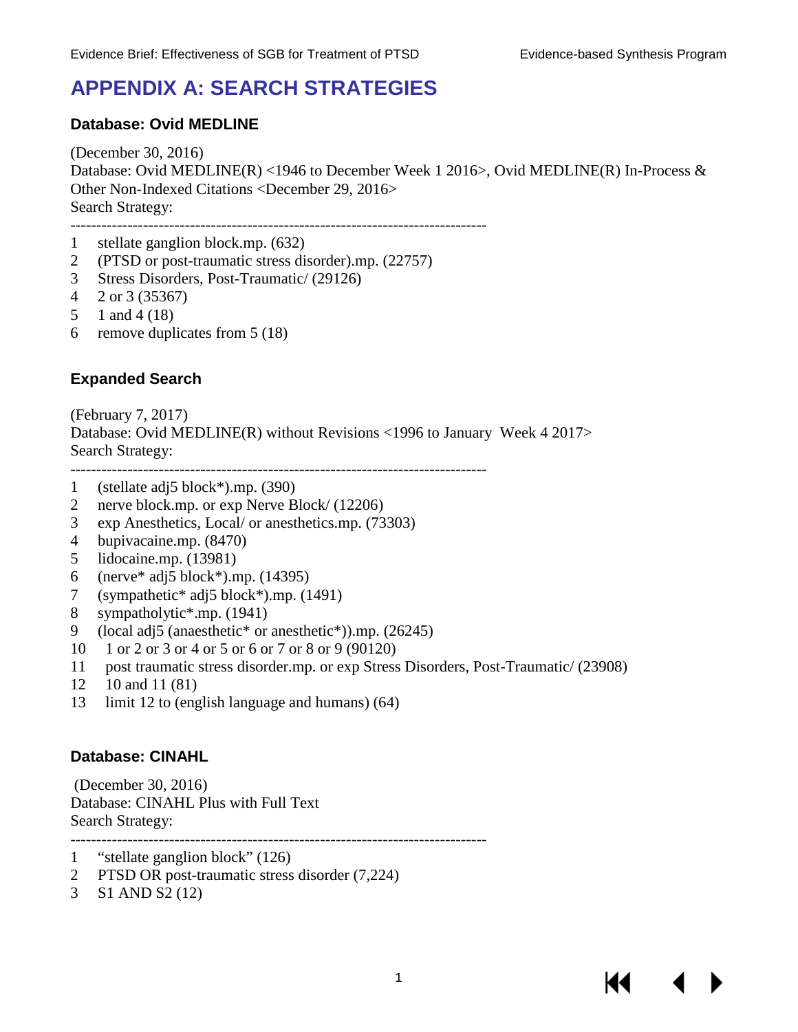# APPENDIX A: SEARCH STRATEGIES

### Database: Ovid MEDLINE

(December 30, 2016)
Database: Ovid MEDLINE(R) <1946 to December Week 1 2016>, Ovid MEDLINE(R) In-Process & Other Non-Indexed Citations <December 29, 2016>
Search Strategy:

--------------------------------------------------------------------------------

1 stellate ganglion block.mp. (632)
2 (PTSD or post-traumatic stress disorder).mp. (22757)
3 Stress Disorders, Post-Traumatic/ (29126)
4 2 or 3 (35367)
5 1 and 4 (18)
6 remove duplicates from 5 (18)

### Expanded Search

(February 7, 2017)
Database: Ovid MEDLINE(R) without Revisions <1996 to January Week 4 2017>
Search Strategy:

--------------------------------------------------------------------------------

1 (stellate adj5 block*).mp. (390)
2 nerve block.mp. or exp Nerve Block/ (12206)
3 exp Anesthetics, Local/ or anesthetics.mp. (73303)
4 bupivacaine.mp. (8470)
5 lidocaine.mp. (13981)
6 (nerve* adj5 block*).mp. (14395)
7 (sympathetic* adj5 block*).mp. (1491)
8 sympatholytic*.mp. (1941)
9 (local adj5 (anaesthetic* or anesthetic*)).mp. (26245)
10 1 or 2 or 3 or 4 or 5 or 6 or 7 or 8 or 9 (90120)
11 post traumatic stress disorder.mp. or exp Stress Disorders, Post-Traumatic/ (23908)
12 10 and 11 (81)
13 limit 12 to (english language and humans) (64)

### Database: CINAHL

(December 30, 2016)
Database: CINAHL Plus with Full Text
Search Strategy:

--------------------------------------------------------------------------------

1 "stellate ganglion block" (126)
2 PTSD OR post-traumatic stress disorder (7,224)
3 S1 AND S2 (12)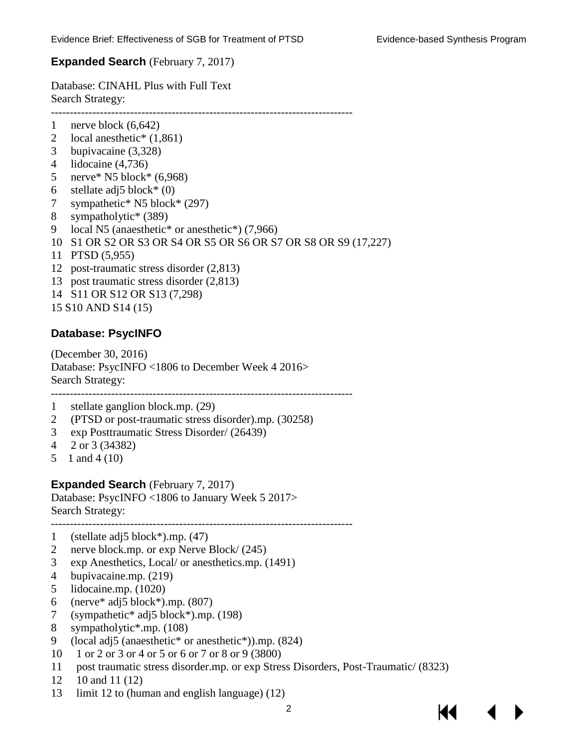**Expanded Search** (February 7, 2017)

Database: CINAHL Plus with Full Text
Search Strategy:

--------------------------------------------------------------------------------

1 nerve block (6,642)
2 local anesthetic* (1,861)
3 bupivacaine (3,328)
4 lidocaine (4,736)
5 nerve* N5 block* (6,968)
6 stellate adj5 block* (0)
7 sympathetic* N5 block* (297)
8 sympatholytic* (389)
9 local N5 (anaesthetic* or anesthetic*) (7,966)
10 S1 OR S2 OR S3 OR S4 OR S5 OR S6 OR S7 OR S8 OR S9 (17,227)
11 PTSD (5,955)
12 post-traumatic stress disorder (2,813)
13 post traumatic stress disorder (2,813)
14 S11 OR S12 OR S13 (7,298)
15 S10 AND S14 (15)

### Database: PsycINFO

(December 30, 2016)
Database: PsycINFO <1806 to December Week 4 2016>
Search Strategy:

--------------------------------------------------------------------------------

1 stellate ganglion block.mp. (29)
2 (PTSD or post-traumatic stress disorder).mp. (30258)
3 exp Posttraumatic Stress Disorder/ (26439)
4 2 or 3 (34382)
5 1 and 4 (10)

**Expanded Search** (February 7, 2017)
Database: PsycINFO <1806 to January Week 5 2017>
Search Strategy:

--------------------------------------------------------------------------------

1 (stellate adj5 block*).mp. (47)
2 nerve block.mp. or exp Nerve Block/ (245)
3 exp Anesthetics, Local/ or anesthetics.mp. (1491)
4 bupivacaine.mp. (219)
5 lidocaine.mp. (1020)
6 (nerve* adj5 block*).mp. (807)
7 (sympathetic* adj5 block*).mp. (198)
8 sympatholytic*.mp. (108)
9 (local adj5 (anaesthetic* or anesthetic*)).mp. (824)
10 1 or 2 or 3 or 4 or 5 or 6 or 7 or 8 or 9 (3800)
11 post traumatic stress disorder.mp. or exp Stress Disorders, Post-Traumatic/ (8323)
12 10 and 11 (12)
13 limit 12 to (human and english language) (12)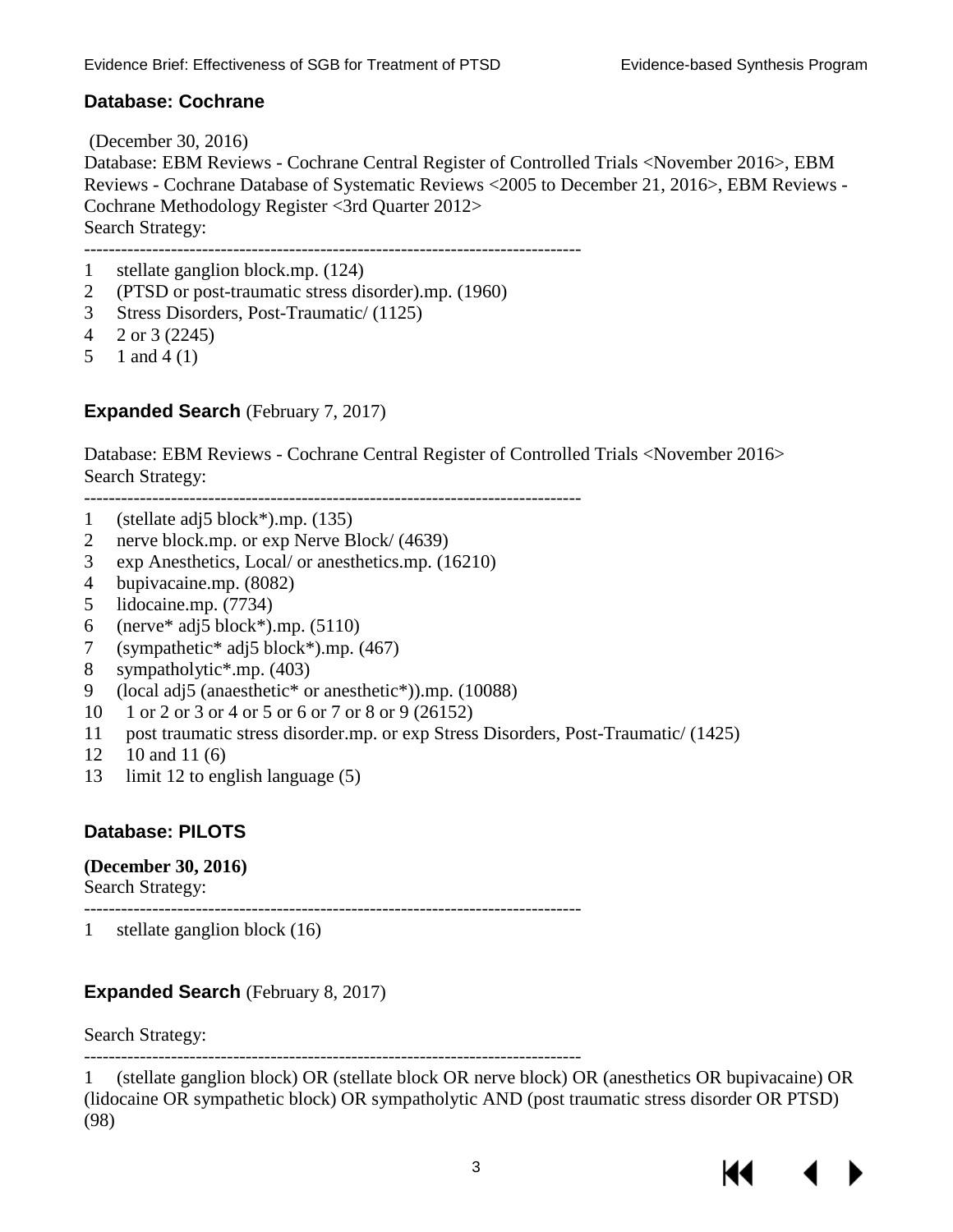### Database: Cochrane

(December 30, 2016)
Database: EBM Reviews - Cochrane Central Register of Controlled Trials <November 2016>, EBM Reviews - Cochrane Database of Systematic Reviews <2005 to December 21, 2016>, EBM Reviews - Cochrane Methodology Register <3rd Quarter 2012>
Search Strategy:

--------------------------------------------------------------------------------

1 stellate ganglion block.mp. (124)
2 (PTSD or post-traumatic stress disorder).mp. (1960)
3 Stress Disorders, Post-Traumatic/ (1125)
4 2 or 3 (2245)
5 1 and 4 (1)

### Expanded Search (February 7, 2017)

Database: EBM Reviews - Cochrane Central Register of Controlled Trials <November 2016>
Search Strategy:

--------------------------------------------------------------------------------

1 (stellate adj5 block*).mp. (135)
2 nerve block.mp. or exp Nerve Block/ (4639)
3 exp Anesthetics, Local/ or anesthetics.mp. (16210)
4 bupivacaine.mp. (8082)
5 lidocaine.mp. (7734)
6 (nerve* adj5 block*).mp. (5110)
7 (sympathetic* adj5 block*).mp. (467)
8 sympatholytic*.mp. (403)
9 (local adj5 (anaesthetic* or anesthetic*)).mp. (10088)
10 1 or 2 or 3 or 4 or 5 or 6 or 7 or 8 or 9 (26152)
11 post traumatic stress disorder.mp. or exp Stress Disorders, Post-Traumatic/ (1425)
12 10 and 11 (6)
13 limit 12 to english language (5)

### Database: PILOTS

**(December 30, 2016)**
Search Strategy:

--------------------------------------------------------------------------------

1 stellate ganglion block (16)

### Expanded Search (February 8, 2017)

Search Strategy:

--------------------------------------------------------------------------------

1 (stellate ganglion block) OR (stellate block OR nerve block) OR (anesthetics OR bupivacaine) OR (lidocaine OR sympathetic block) OR sympatholytic AND (post traumatic stress disorder OR PTSD) (98)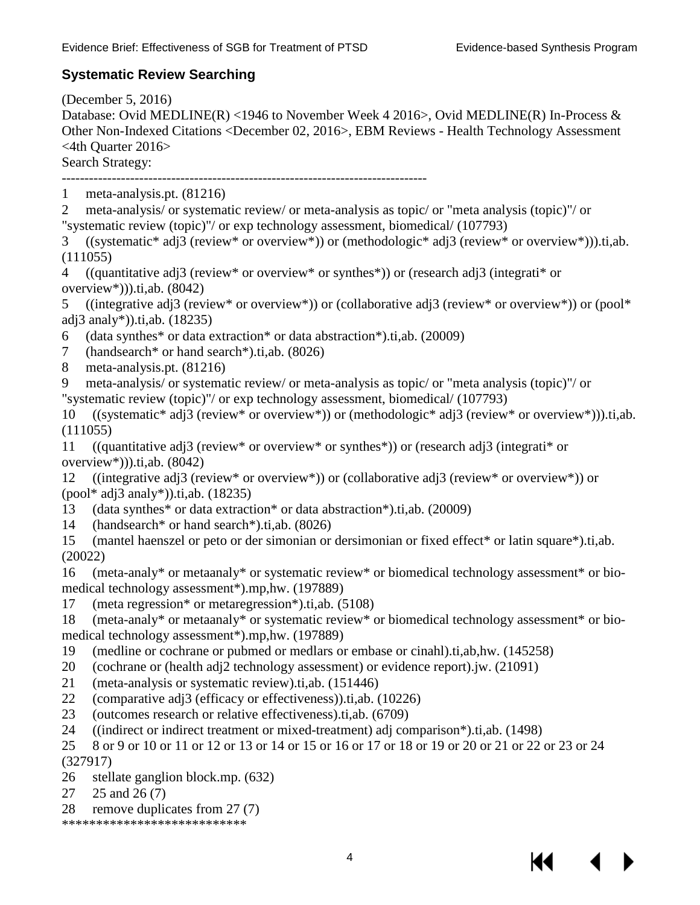### Systematic Review Searching

(December 5, 2016)
Database: Ovid MEDLINE(R) <1946 to November Week 4 2016>, Ovid MEDLINE(R) In-Process & Other Non-Indexed Citations <December 02, 2016>, EBM Reviews - Health Technology Assessment <4th Quarter 2016>
Search Strategy:

--------------------------------------------------------------------------------

1 meta-analysis.pt. (81216)
2 meta-analysis/ or systematic review/ or meta-analysis as topic/ or "meta analysis (topic)"/ or "systematic review (topic)"/ or exp technology assessment, biomedical/ (107793)
3 ((systematic* adj3 (review* or overview*)) or (methodologic* adj3 (review* or overview*))).ti,ab. (111055)
4 ((quantitative adj3 (review* or overview* or synthes*)) or (research adj3 (integrati* or overview*))).ti,ab. (8042)
5 ((integrative adj3 (review* or overview*)) or (collaborative adj3 (review* or overview*)) or (pool* adj3 analy*)).ti,ab. (18235)
6 (data synthes* or data extraction* or data abstraction*).ti,ab. (20009)
7 (handsearch* or hand search*).ti,ab. (8026)
8 meta-analysis.pt. (81216)
9 meta-analysis/ or systematic review/ or meta-analysis as topic/ or "meta analysis (topic)"/ or "systematic review (topic)"/ or exp technology assessment, biomedical/ (107793)
10 ((systematic* adj3 (review* or overview*)) or (methodologic* adj3 (review* or overview*))).ti,ab. (111055)
11 ((quantitative adj3 (review* or overview* or synthes*)) or (research adj3 (integrati* or overview*))).ti,ab. (8042)
12 ((integrative adj3 (review* or overview*)) or (collaborative adj3 (review* or overview*)) or (pool* adj3 analy*)).ti,ab. (18235)
13 (data synthes* or data extraction* or data abstraction*).ti,ab. (20009)
14 (handsearch* or hand search*).ti,ab. (8026)
15 (mantel haenszel or peto or der simonian or dersimonian or fixed effect* or latin square*).ti,ab. (20022)
16 (meta-analy* or metaanaly* or systematic review* or biomedical technology assessment* or bio-medical technology assessment*).mp,hw. (197889)
17 (meta regression* or metaregression*).ti,ab. (5108)
18 (meta-analy* or metaanaly* or systematic review* or biomedical technology assessment* or bio-medical technology assessment*).mp,hw. (197889)
19 (medline or cochrane or pubmed or medlars or embase or cinahl).ti,ab,hw. (145258)
20 (cochrane or (health adj2 technology assessment) or evidence report).jw. (21091)
21 (meta-analysis or systematic review).ti,ab. (151446)
22 (comparative adj3 (efficacy or effectiveness)).ti,ab. (10226)
23 (outcomes research or relative effectiveness).ti,ab. (6709)
24 ((indirect or indirect treatment or mixed-treatment) adj comparison*).ti,ab. (1498)
25 8 or 9 or 10 or 11 or 12 or 13 or 14 or 15 or 16 or 17 or 18 or 19 or 20 or 21 or 22 or 23 or 24 (327917)
26 stellate ganglion block.mp. (632)
27 25 and 26 (7)
28 remove duplicates from 27 (7)

***************************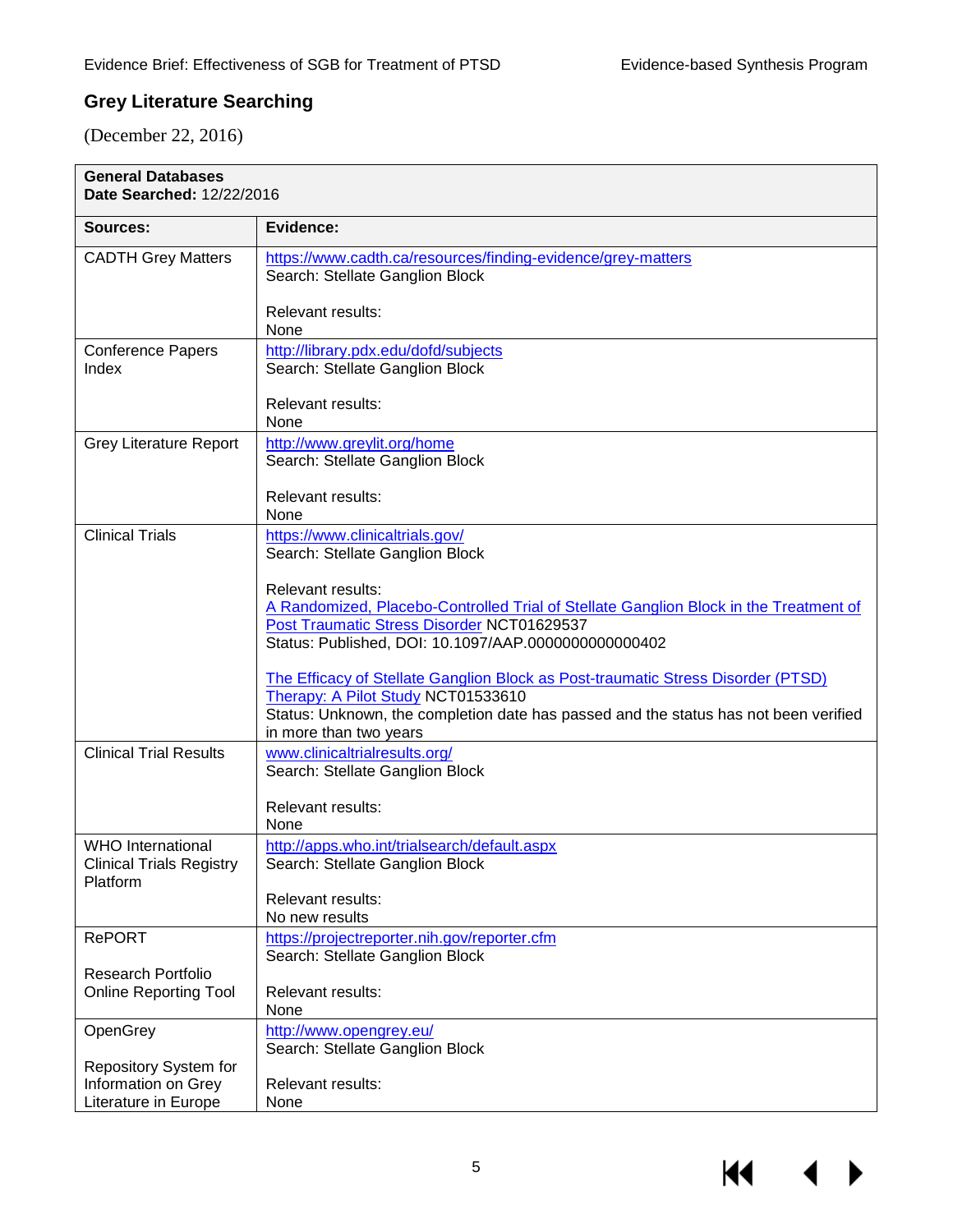## Grey Literature Searching

(December 22, 2016)

| **General Databases**<br>**Date Searched:** 12/22/2016 | |
|---|---|
| **Sources:** | **Evidence:** |
| CADTH Grey Matters | https://www.cadth.ca/resources/finding-evidence/grey-matters<br>Search: Stellate Ganglion Block<br><br>Relevant results:<br>None |
| Conference Papers Index | http://library.pdx.edu/dofd/subjects<br>Search: Stellate Ganglion Block<br><br>Relevant results:<br>None |
| Grey Literature Report | http://www.greylit.org/home<br>Search: Stellate Ganglion Block<br><br>Relevant results:<br>None |
| Clinical Trials | https://www.clinicaltrials.gov/<br>Search: Stellate Ganglion Block<br><br>Relevant results:<br>A Randomized, Placebo-Controlled Trial of Stellate Ganglion Block in the Treatment of Post Traumatic Stress Disorder NCT01629537<br>Status: Published, DOI: 10.1097/AAP.0000000000000402<br><br>The Efficacy of Stellate Ganglion Block as Post-traumatic Stress Disorder (PTSD) Therapy: A Pilot Study NCT01533610<br>Status: Unknown, the completion date has passed and the status has not been verified in more than two years |
| Clinical Trial Results | www.clinicaltrialresults.org/<br>Search: Stellate Ganglion Block<br><br>Relevant results:<br>None |
| WHO International Clinical Trials Registry Platform | http://apps.who.int/trialsearch/default.aspx<br>Search: Stellate Ganglion Block<br><br>Relevant results:<br>No new results |
| RePORT<br><br>Research Portfolio Online Reporting Tool | https://projectreporter.nih.gov/reporter.cfm<br>Search: Stellate Ganglion Block<br><br>Relevant results:<br>None |
| OpenGrey<br><br>Repository System for Information on Grey Literature in Europe | http://www.opengrey.eu/<br>Search: Stellate Ganglion Block<br><br>Relevant results:<br>None |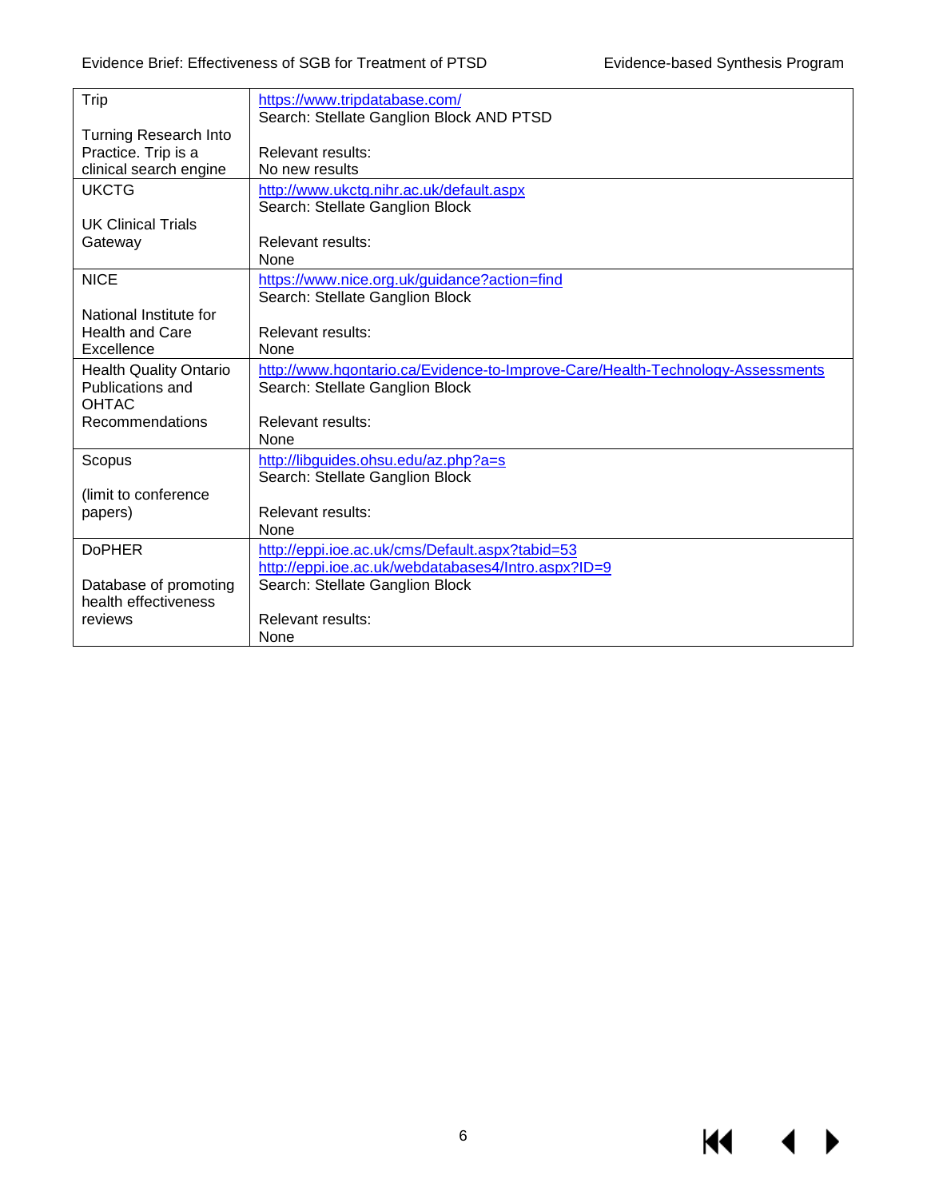| | |
|---|---|
| Trip<br><br>Turning Research Into Practice. Trip is a clinical search engine | https://www.tripdatabase.com/<br>Search: Stellate Ganglion Block AND PTSD<br><br>Relevant results:<br>No new results |
| UKCTG<br><br>UK Clinical Trials Gateway | http://www.ukctg.nihr.ac.uk/default.aspx<br>Search: Stellate Ganglion Block<br><br>Relevant results:<br>None |
| NICE<br><br>National Institute for Health and Care Excellence | https://www.nice.org.uk/guidance?action=find<br>Search: Stellate Ganglion Block<br><br>Relevant results:<br>None |
| Health Quality Ontario Publications and OHTAC Recommendations | http://www.hqontario.ca/Evidence-to-Improve-Care/Health-Technology-Assessments<br>Search: Stellate Ganglion Block<br><br>Relevant results:<br>None |
| Scopus<br><br>(limit to conference papers) | http://libguides.ohsu.edu/az.php?a=s<br>Search: Stellate Ganglion Block<br><br>Relevant results:<br>None |
| DoPHER<br><br>Database of promoting health effectiveness reviews | http://eppi.ioe.ac.uk/cms/Default.aspx?tabid=53<br>http://eppi.ioe.ac.uk/webdatabases4/Intro.aspx?ID=9<br>Search: Stellate Ganglion Block<br><br>Relevant results:<br>None |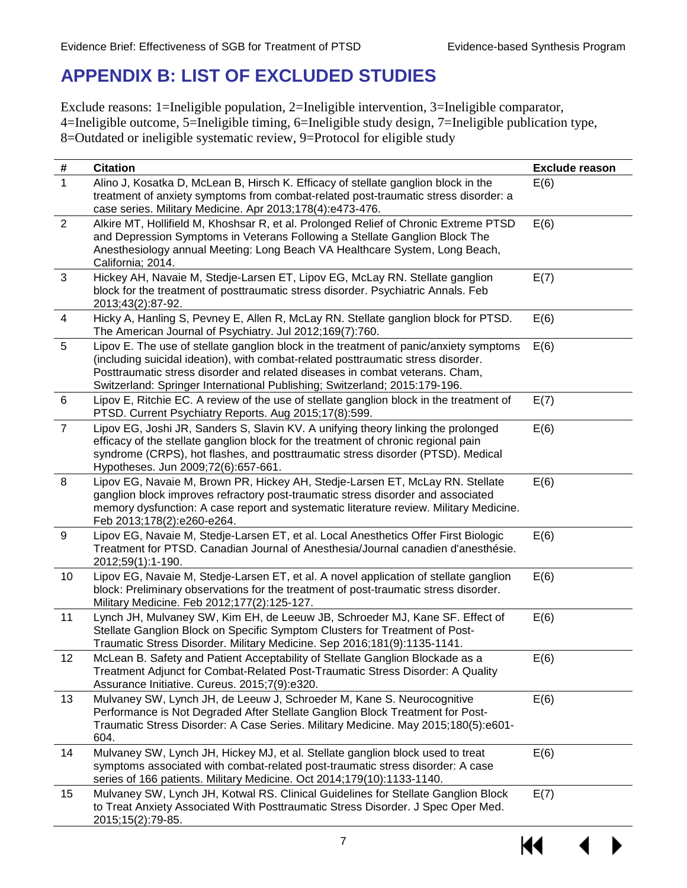# APPENDIX B: LIST OF EXCLUDED STUDIES

Exclude reasons: 1=Ineligible population, 2=Ineligible intervention, 3=Ineligible comparator, 4=Ineligible outcome, 5=Ineligible timing, 6=Ineligible study design, 7=Ineligible publication type, 8=Outdated or ineligible systematic review, 9=Protocol for eligible study

| # | Citation | Exclude reason |
|---|---|---|
| 1 | Alino J, Kosatka D, McLean B, Hirsch K. Efficacy of stellate ganglion block in the treatment of anxiety symptoms from combat-related post-traumatic stress disorder: a case series. Military Medicine. Apr 2013;178(4):e473-476. | E(6) |
| 2 | Alkire MT, Hollifield M, Khoshsar R, et al. Prolonged Relief of Chronic Extreme PTSD and Depression Symptoms in Veterans Following a Stellate Ganglion Block The Anesthesiology annual Meeting: Long Beach VA Healthcare System, Long Beach, California; 2014. | E(6) |
| 3 | Hickey AH, Navaie M, Stedje-Larsen ET, Lipov EG, McLay RN. Stellate ganglion block for the treatment of posttraumatic stress disorder. Psychiatric Annals. Feb 2013;43(2):87-92. | E(7) |
| 4 | Hicky A, Hanling S, Pevney E, Allen R, McLay RN. Stellate ganglion block for PTSD. The American Journal of Psychiatry. Jul 2012;169(7):760. | E(6) |
| 5 | Lipov E. The use of stellate ganglion block in the treatment of panic/anxiety symptoms (including suicidal ideation), with combat-related posttraumatic stress disorder. Posttraumatic stress disorder and related diseases in combat veterans. Cham, Switzerland: Springer International Publishing; Switzerland; 2015:179-196. | E(6) |
| 6 | Lipov E, Ritchie EC. A review of the use of stellate ganglion block in the treatment of PTSD. Current Psychiatry Reports. Aug 2015;17(8):599. | E(7) |
| 7 | Lipov EG, Joshi JR, Sanders S, Slavin KV. A unifying theory linking the prolonged efficacy of the stellate ganglion block for the treatment of chronic regional pain syndrome (CRPS), hot flashes, and posttraumatic stress disorder (PTSD). Medical Hypotheses. Jun 2009;72(6):657-661. | E(6) |
| 8 | Lipov EG, Navaie M, Brown PR, Hickey AH, Stedje-Larsen ET, McLay RN. Stellate ganglion block improves refractory post-traumatic stress disorder and associated memory dysfunction: A case report and systematic literature review. Military Medicine. Feb 2013;178(2):e260-e264. | E(6) |
| 9 | Lipov EG, Navaie M, Stedje-Larsen ET, et al. Local Anesthetics Offer First Biologic Treatment for PTSD. Canadian Journal of Anesthesia/Journal canadien d'anesthésie. 2012;59(1):1-190. | E(6) |
| 10 | Lipov EG, Navaie M, Stedje-Larsen ET, et al. A novel application of stellate ganglion block: Preliminary observations for the treatment of post-traumatic stress disorder. Military Medicine. Feb 2012;177(2):125-127. | E(6) |
| 11 | Lynch JH, Mulvaney SW, Kim EH, de Leeuw JB, Schroeder MJ, Kane SF. Effect of Stellate Ganglion Block on Specific Symptom Clusters for Treatment of Post-Traumatic Stress Disorder. Military Medicine. Sep 2016;181(9):1135-1141. | E(6) |
| 12 | McLean B. Safety and Patient Acceptability of Stellate Ganglion Blockade as a Treatment Adjunct for Combat-Related Post-Traumatic Stress Disorder: A Quality Assurance Initiative. Cureus. 2015;7(9):e320. | E(6) |
| 13 | Mulvaney SW, Lynch JH, de Leeuw J, Schroeder M, Kane S. Neurocognitive Performance is Not Degraded After Stellate Ganglion Block Treatment for Post-Traumatic Stress Disorder: A Case Series. Military Medicine. May 2015;180(5):e601-604. | E(6) |
| 14 | Mulvaney SW, Lynch JH, Hickey MJ, et al. Stellate ganglion block used to treat symptoms associated with combat-related post-traumatic stress disorder: A case series of 166 patients. Military Medicine. Oct 2014;179(10):1133-1140. | E(6) |
| 15 | Mulvaney SW, Lynch JH, Kotwal RS. Clinical Guidelines for Stellate Ganglion Block to Treat Anxiety Associated With Posttraumatic Stress Disorder. J Spec Oper Med. 2015;15(2):79-85. | E(7) |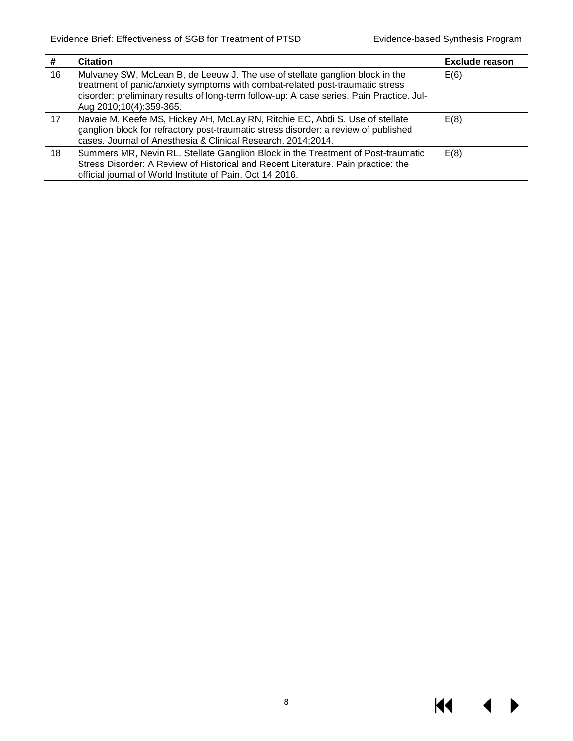| # | Citation | Exclude reason |
|---|---|---|
| 16 | Mulvaney SW, McLean B, de Leeuw J. The use of stellate ganglion block in the treatment of panic/anxiety symptoms with combat-related post-traumatic stress disorder; preliminary results of long-term follow-up: A case series. Pain Practice. Jul-Aug 2010;10(4):359-365. | E(6) |
| 17 | Navaie M, Keefe MS, Hickey AH, McLay RN, Ritchie EC, Abdi S. Use of stellate ganglion block for refractory post-traumatic stress disorder: a review of published cases. Journal of Anesthesia & Clinical Research. 2014;2014. | E(8) |
| 18 | Summers MR, Nevin RL. Stellate Ganglion Block in the Treatment of Post-traumatic Stress Disorder: A Review of Historical and Recent Literature. Pain practice: the official journal of World Institute of Pain. Oct 14 2016. | E(8) |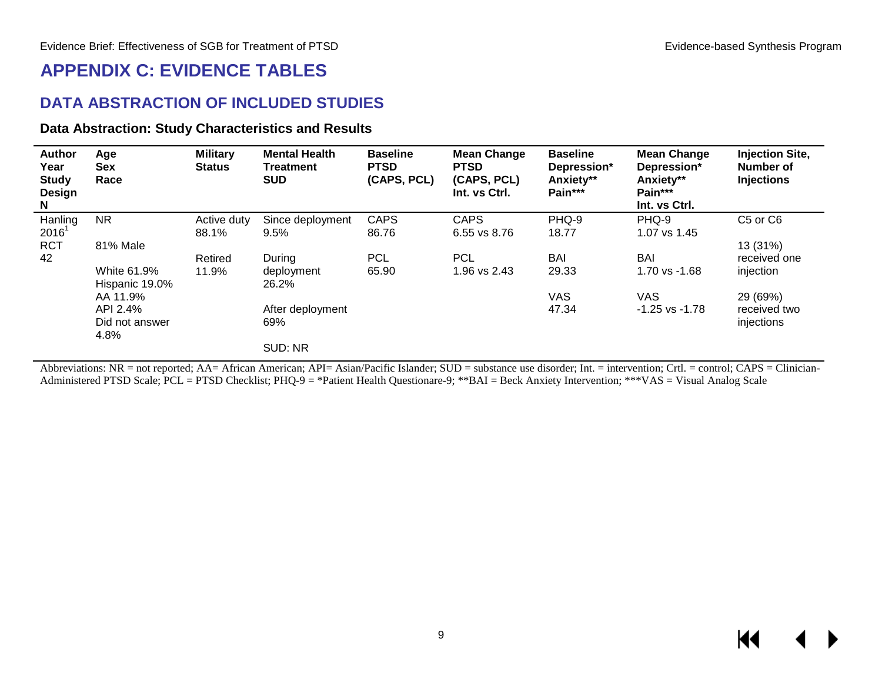# APPENDIX C: EVIDENCE TABLES

## DATA ABSTRACTION OF INCLUDED STUDIES

### Data Abstraction: Study Characteristics and Results

| Author<br>Year<br>Study Design<br>N | Age<br>Sex<br>Race | Military Status | Mental Health Treatment<br>SUD | Baseline PTSD (CAPS, PCL) | Mean Change PTSD (CAPS, PCL)<br>Int. vs Ctrl. | Baseline Depression*<br>Anxiety**<br>Pain*** | Mean Change Depression*<br>Anxiety**<br>Pain***<br>Int. vs Ctrl. | Injection Site, Number of Injections |
|---|---|---|---|---|---|---|---|---|
| Hanling 2016[1]<br>RCT<br>42 | NR<br><br>81% Male<br><br>White 61.9%<br>Hispanic 19.0%<br>AA 11.9%<br>API 2.4%<br>Did not answer 4.8% | Active duty 88.1%<br><br>Retired 11.9% | Since deployment 9.5%<br><br>During deployment 26.2%<br><br>After deployment 69%<br><br>SUD: NR | CAPS<br>86.76<br><br>PCL<br>65.90 | CAPS<br>6.55 vs 8.76<br><br>PCL<br>1.96 vs 2.43 | PHQ-9<br>18.77<br><br>BAI<br>29.33<br><br>VAS<br>47.34 | PHQ-9<br>1.07 vs 1.45<br><br>BAI<br>1.70 vs -1.68<br><br>VAS<br>-1.25 vs -1.78 | C5 or C6<br><br>13 (31%) received one injection<br><br>29 (69%) received two injections |

Abbreviations: NR = not reported; AA= African American; API= Asian/Pacific Islander; SUD = substance use disorder; Int. = intervention; Crtl. = control; CAPS = Clinician-Administered PTSD Scale; PCL = PTSD Checklist; PHQ-9 = *Patient Health Questionare-9; **BAI = Beck Anxiety Intervention; ***VAS = Visual Analog Scale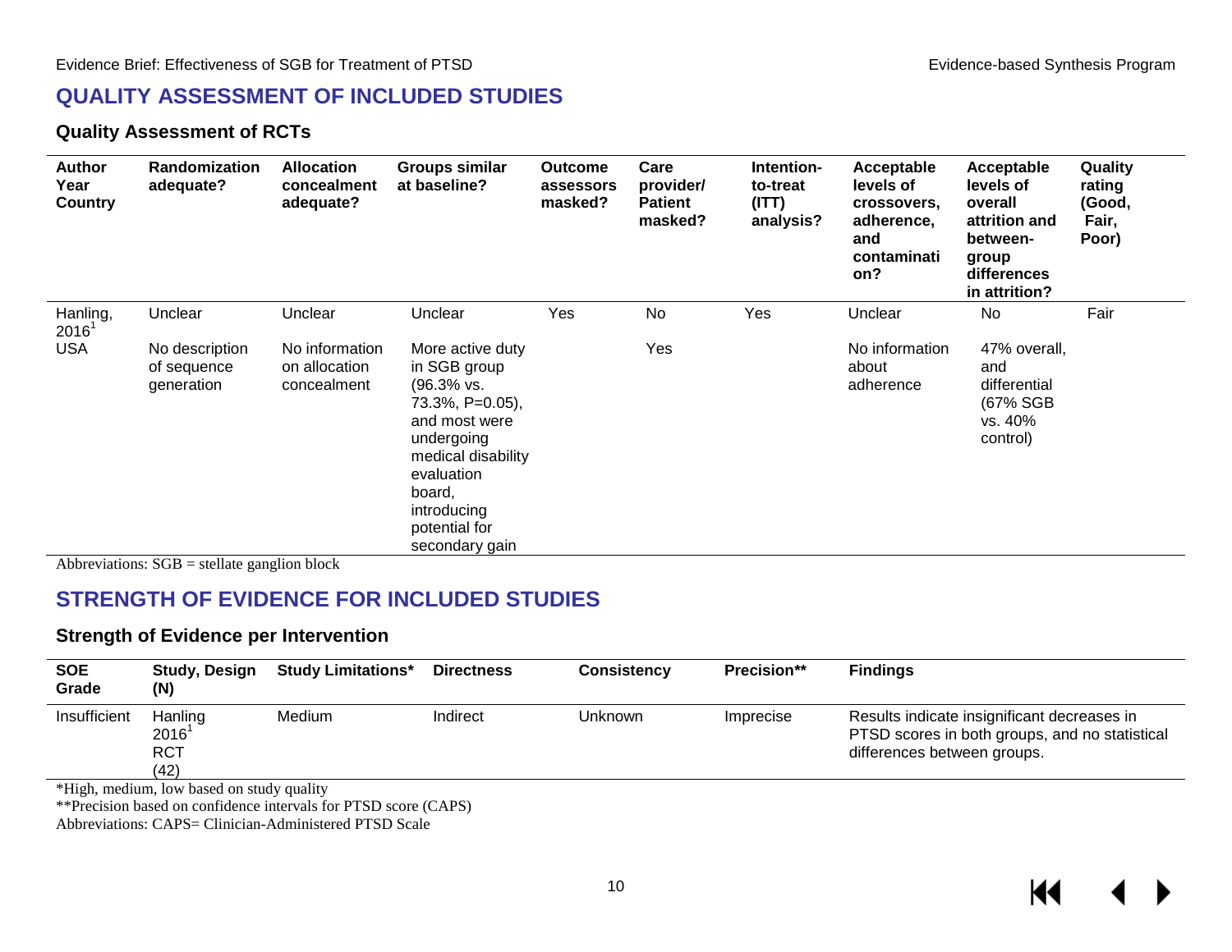## QUALITY ASSESSMENT OF INCLUDED STUDIES

### Quality Assessment of RCTs

| Author Year Country | Randomization adequate? | Allocation concealment adequate? | Groups similar at baseline? | Outcome assessors masked? | Care provider/ Patient masked? | Intention-to-treat (ITT) analysis? | Acceptable levels of crossovers, adherence, and contamination? | Acceptable levels of overall attrition and between-group differences in attrition? | Quality rating (Good, Fair, Poor) |
|---|---|---|---|---|---|---|---|---|---|
| Hanling, 2016[1] USA | Unclear<br><br>No description of sequence generation | Unclear<br><br>No information on allocation concealment | Unclear<br><br>More active duty in SGB group (96.3% vs. 73.3%, P=0.05), and most were undergoing medical disability evaluation board, introducing potential for secondary gain | Yes | No<br><br>Yes | Yes | Unclear<br><br>No information about adherence | No<br><br>47% overall, and differential (67% SGB vs. 40% control) | Fair |

Abbreviations: SGB = stellate ganglion block

## STRENGTH OF EVIDENCE FOR INCLUDED STUDIES

### Strength of Evidence per Intervention

| SOE Grade | Study, Design (N) | Study Limitations* | Directness | Consistency | Precision** | Findings |
|---|---|---|---|---|---|---|
| Insufficient | Hanling 2016[1] RCT (42) | Medium | Indirect | Unknown | Imprecise | Results indicate insignificant decreases in PTSD scores in both groups, and no statistical differences between groups. |

*High, medium, low based on study quality

**Precision based on confidence intervals for PTSD score (CAPS)

Abbreviations: CAPS= Clinician-Administered PTSD Scale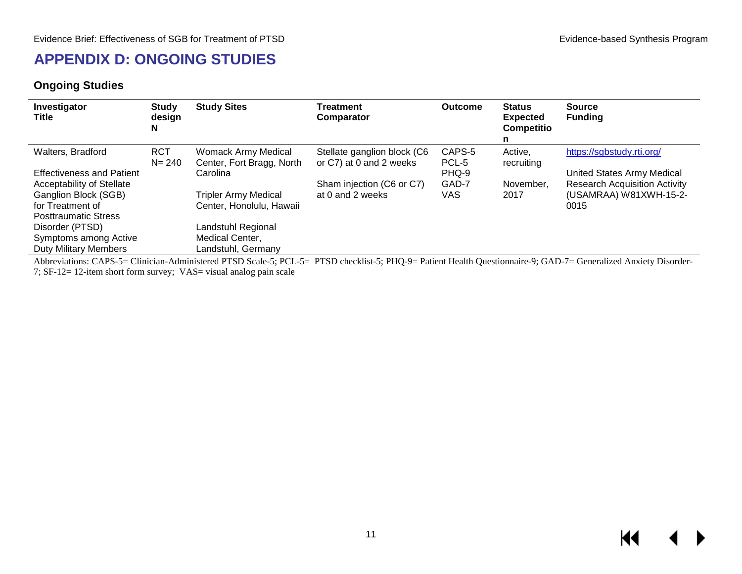# APPENDIX D: ONGOING STUDIES

## Ongoing Studies

| Investigator<br>Title | Study design<br>N | Study Sites | Treatment<br>Comparator | Outcome | Status<br>Expected Competition | Source<br>Funding |
|---|---|---|---|---|---|---|
| Walters, Bradford<br><br>Effectiveness and Patient Acceptability of Stellate Ganglion Block (SGB) for Treatment of Posttraumatic Stress Disorder (PTSD) Symptoms among Active Duty Military Members | RCT<br>N= 240 | Womack Army Medical Center, Fort Bragg, North Carolina<br><br>Tripler Army Medical Center, Honolulu, Hawaii<br><br>Landstuhl Regional Medical Center, Landstuhl, Germany | Stellate ganglion block (C6 or C7) at 0 and 2 weeks<br><br>Sham injection (C6 or C7) at 0 and 2 weeks | CAPS-5<br>PCL-5<br>PHQ-9<br>GAD-7<br>VAS | Active, recruiting<br><br>November, 2017 | https://sgbstudy.rti.org/<br><br>United States Army Medical Research Acquisition Activity (USAMRAA) W81XWH-15-2-0015 |

Abbreviations: CAPS-5= Clinician-Administered PTSD Scale-5; PCL-5= PTSD checklist-5; PHQ-9= Patient Health Questionnaire-9; GAD-7= Generalized Anxiety Disorder-7; SF-12= 12-item short form survey; VAS= visual analog pain scale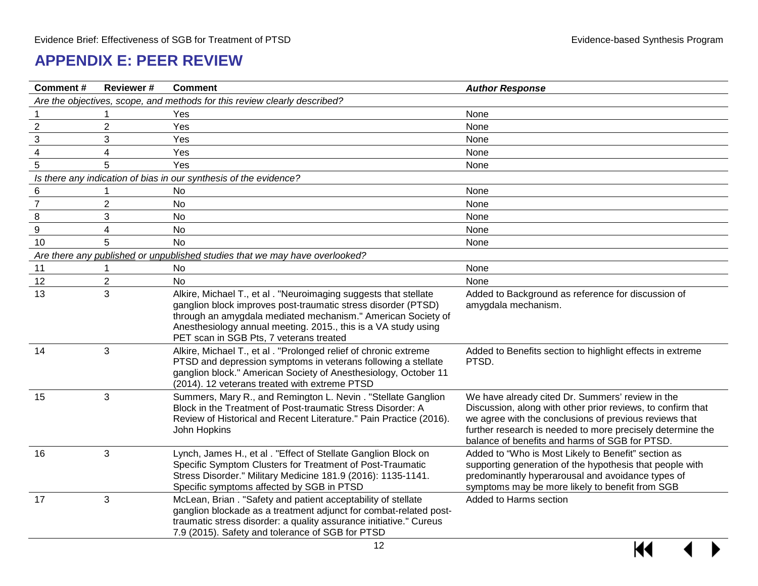# APPENDIX E: PEER REVIEW

| Comment # | Reviewer # | Comment | *Author Response* |
|---|---|---|---|
| *Are the objectives, scope, and methods for this review clearly described?* | | | |
| 1 | 1 | Yes | None |
| 2 | 2 | Yes | None |
| 3 | 3 | Yes | None |
| 4 | 4 | Yes | None |
| 5 | 5 | Yes | None |
| *Is there any indication of bias in our synthesis of the evidence?* | | | |
| 6 | 1 | No | None |
| 7 | 2 | No | None |
| 8 | 3 | No | None |
| 9 | 4 | No | None |
| 10 | 5 | No | None |
| *Are there any published or unpublished studies that we may have overlooked?* | | | |
| 11 | 1 | No | None |
| 12 | 2 | No | None |
| 13 | 3 | Alkire, Michael T., et al . "Neuroimaging suggests that stellate ganglion block improves post-traumatic stress disorder (PTSD) through an amygdala mediated mechanism." American Society of Anesthesiology annual meeting. 2015., this is a VA study using PET scan in SGB Pts, 7 veterans treated | Added to Background as reference for discussion of amygdala mechanism. |
| 14 | 3 | Alkire, Michael T., et al . "Prolonged relief of chronic extreme PTSD and depression symptoms in veterans following a stellate ganglion block." American Society of Anesthesiology, October 11 (2014). 12 veterans treated with extreme PTSD | Added to Benefits section to highlight effects in extreme PTSD. |
| 15 | 3 | Summers, Mary R., and Remington L. Nevin . "Stellate Ganglion Block in the Treatment of Post-traumatic Stress Disorder: A Review of Historical and Recent Literature." Pain Practice (2016). John Hopkins | We have already cited Dr. Summers' review in the Discussion, along with other prior reviews, to confirm that we agree with the conclusions of previous reviews that further research is needed to more precisely determine the balance of benefits and harms of SGB for PTSD. |
| 16 | 3 | Lynch, James H., et al . "Effect of Stellate Ganglion Block on Specific Symptom Clusters for Treatment of Post-Traumatic Stress Disorder." Military Medicine 181.9 (2016): 1135-1141. Specific symptoms affected by SGB in PTSD | Added to "Who is Most Likely to Benefit" section as supporting generation of the hypothesis that people with predominantly hyperarousal and avoidance types of symptoms may be more likely to benefit from SGB |
| 17 | 3 | McLean, Brian . "Safety and patient acceptability of stellate ganglion blockade as a treatment adjunct for combat-related post-traumatic stress disorder: a quality assurance initiative." Cureus 7.9 (2015). Safety and tolerance of SGB for PTSD | Added to Harms section |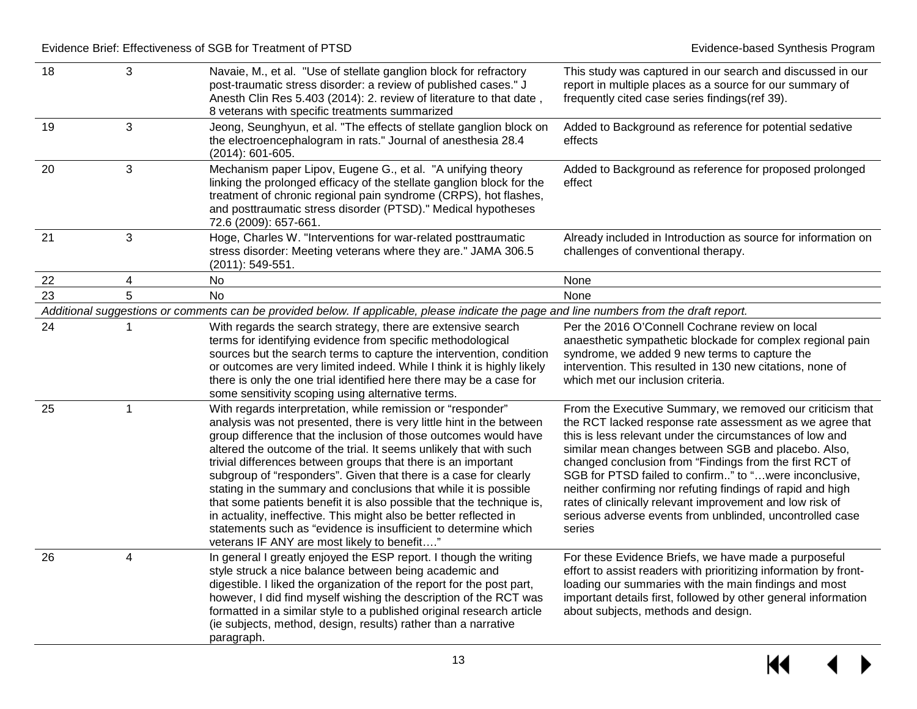| | | | |
|---|---|---|---|
| 18 | 3 | Navaie, M., et al. "Use of stellate ganglion block for refractory post-traumatic stress disorder: a review of published cases." J Anesth Clin Res 5.403 (2014): 2. review of literature to that date , 8 veterans with specific treatments summarized | This study was captured in our search and discussed in our report in multiple places as a source for our summary of frequently cited case series findings(ref 39). |
| 19 | 3 | Jeong, Seunghyun, et al. "The effects of stellate ganglion block on the electroencephalogram in rats." Journal of anesthesia 28.4 (2014): 601-605. | Added to Background as reference for potential sedative effects |
| 20 | 3 | Mechanism paper Lipov, Eugene G., et al. "A unifying theory linking the prolonged efficacy of the stellate ganglion block for the treatment of chronic regional pain syndrome (CRPS), hot flashes, and posttraumatic stress disorder (PTSD)." Medical hypotheses 72.6 (2009): 657-661. | Added to Background as reference for proposed prolonged effect |
| 21 | 3 | Hoge, Charles W. "Interventions for war-related posttraumatic stress disorder: Meeting veterans where they are." JAMA 306.5 (2011): 549-551. | Already included in Introduction as source for information on challenges of conventional therapy. |
| 22 | 4 | No | None |
| 23 | 5 | No | None |
| *Additional suggestions or comments can be provided below. If applicable, please indicate the page and line numbers from the draft report.* | | | |
| 24 | 1 | With regards the search strategy, there are extensive search terms for identifying evidence from specific methodological sources but the search terms to capture the intervention, condition or outcomes are very limited indeed. While I think it is highly likely there is only the one trial identified here there may be a case for some sensitivity scoping using alternative terms. | Per the 2016 O'Connell Cochrane review on local anaesthetic sympathetic blockade for complex regional pain syndrome, we added 9 new terms to capture the intervention. This resulted in 130 new citations, none of which met our inclusion criteria. |
| 25 | 1 | With regards interpretation, while remission or "responder" analysis was not presented, there is very little hint in the between group difference that the inclusion of those outcomes would have altered the outcome of the trial. It seems unlikely that with such trivial differences between groups that there is an important subgroup of "responders". Given that there is a case for clearly stating in the summary and conclusions that while it is possible that some patients benefit it is also possible that the technique is, in actuality, ineffective. This might also be better reflected in statements such as "evidence is insufficient to determine which veterans IF ANY are most likely to benefit…." | From the Executive Summary, we removed our criticism that the RCT lacked response rate assessment as we agree that this is less relevant under the circumstances of low and similar mean changes between SGB and placebo. Also, changed conclusion from "Findings from the first RCT of SGB for PTSD failed to confirm.." to "…were inconclusive, neither confirming nor refuting findings of rapid and high rates of clinically relevant improvement and low risk of serious adverse events from unblinded, uncontrolled case series |
| 26 | 4 | In general I greatly enjoyed the ESP report. I though the writing style struck a nice balance between being academic and digestible. I liked the organization of the report for the post part, however, I did find myself wishing the description of the RCT was formatted in a similar style to a published original research article (ie subjects, method, design, results) rather than a narrative paragraph. | For these Evidence Briefs, we have made a purposeful effort to assist readers with prioritizing information by front-loading our summaries with the main findings and most important details first, followed by other general information about subjects, methods and design. |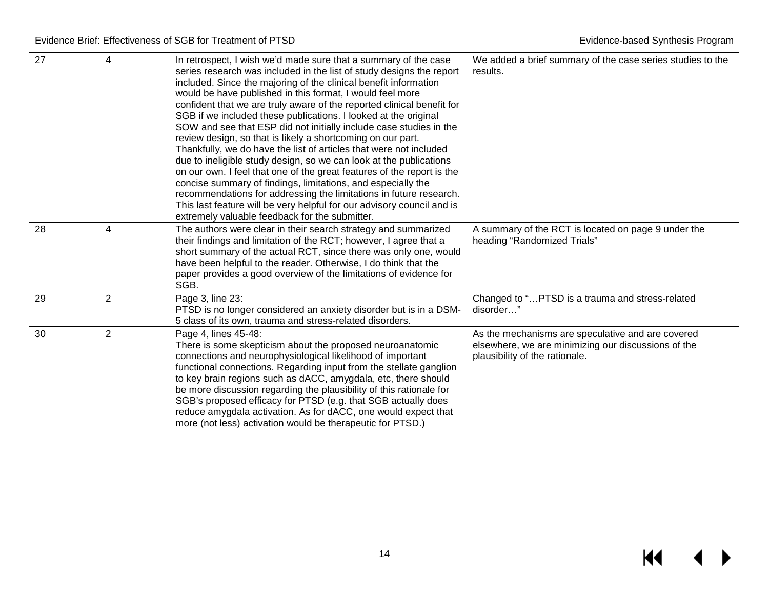| | | | |
|---|---|---|---|
| 27 | 4 | In retrospect, I wish we'd made sure that a summary of the case series research was included in the list of study designs the report included. Since the majoring of the clinical benefit information would be have published in this format, I would feel more confident that we are truly aware of the reported clinical benefit for SGB if we included these publications. I looked at the original SOW and see that ESP did not initially include case studies in the review design, so that is likely a shortcoming on our part. Thankfully, we do have the list of articles that were not included due to ineligible study design, so we can look at the publications on our own. I feel that one of the great features of the report is the concise summary of findings, limitations, and especially the recommendations for addressing the limitations in future research. This last feature will be very helpful for our advisory council and is extremely valuable feedback for the submitter. | We added a brief summary of the case series studies to the results. |
| 28 | 4 | The authors were clear in their search strategy and summarized their findings and limitation of the RCT; however, I agree that a short summary of the actual RCT, since there was only one, would have been helpful to the reader. Otherwise, I do think that the paper provides a good overview of the limitations of evidence for SGB. | A summary of the RCT is located on page 9 under the heading "Randomized Trials" |
| 29 | 2 | Page 3, line 23:<br>PTSD is no longer considered an anxiety disorder but is in a DSM-5 class of its own, trauma and stress-related disorders. | Changed to "…PTSD is a trauma and stress-related disorder…" |
| 30 | 2 | Page 4, lines 45-48:<br>There is some skepticism about the proposed neuroanatomic connections and neurophysiological likelihood of important functional connections. Regarding input from the stellate ganglion to key brain regions such as dACC, amygdala, etc, there should be more discussion regarding the plausibility of this rationale for SGB's proposed efficacy for PTSD (e.g. that SGB actually does reduce amygdala activation. As for dACC, one would expect that more (not less) activation would be therapeutic for PTSD.) | As the mechanisms are speculative and are covered elsewhere, we are minimizing our discussions of the plausibility of the rationale. |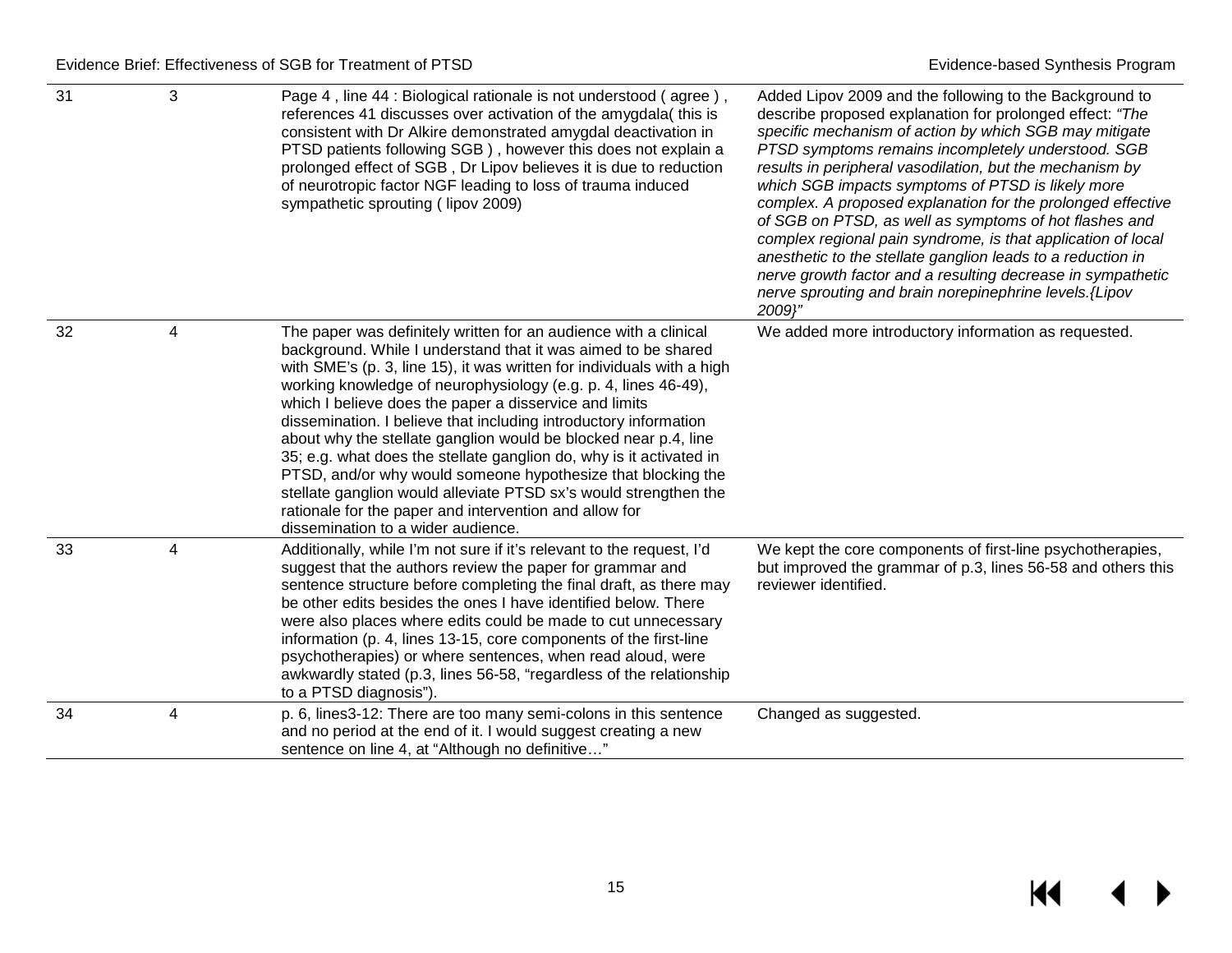| 31 | 3 | Page 4 , line 44 : Biological rationale is not understood ( agree ) , references 41 discusses over activation of the amygdala( this is consistent with Dr Alkire demonstrated amygdal deactivation in PTSD patients following SGB ) , however this does not explain a prolonged effect of SGB , Dr Lipov believes it is due to reduction of neurotropic factor NGF leading to loss of trauma induced sympathetic sprouting ( lipov 2009) | Added Lipov 2009 and the following to the Background to describe proposed explanation for prolonged effect: *"The specific mechanism of action by which SGB may mitigate PTSD symptoms remains incompletely understood. SGB results in peripheral vasodilation, but the mechanism by which SGB impacts symptoms of PTSD is likely more complex. A proposed explanation for the prolonged effective of SGB on PTSD, as well as symptoms of hot flashes and complex regional pain syndrome, is that application of local anesthetic to the stellate ganglion leads to a reduction in nerve growth factor and a resulting decrease in sympathetic nerve sprouting and brain norepinephrine levels.{Lipov 2009}"* |
|---|---|---|---|
| 32 | 4 | The paper was definitely written for an audience with a clinical background. While I understand that it was aimed to be shared with SME's (p. 3, line 15), it was written for individuals with a high working knowledge of neurophysiology (e.g. p. 4, lines 46-49), which I believe does the paper a disservice and limits dissemination. I believe that including introductory information about why the stellate ganglion would be blocked near p.4, line 35; e.g. what does the stellate ganglion do, why is it activated in PTSD, and/or why would someone hypothesize that blocking the stellate ganglion would alleviate PTSD sx's would strengthen the rationale for the paper and intervention and allow for dissemination to a wider audience. | We added more introductory information as requested. |
| 33 | 4 | Additionally, while I'm not sure if it's relevant to the request, I'd suggest that the authors review the paper for grammar and sentence structure before completing the final draft, as there may be other edits besides the ones I have identified below. There were also places where edits could be made to cut unnecessary information (p. 4, lines 13-15, core components of the first-line psychotherapies) or where sentences, when read aloud, were awkwardly stated (p.3, lines 56-58, "regardless of the relationship to a PTSD diagnosis"). | We kept the core components of first-line psychotherapies, but improved the grammar of p.3, lines 56-58 and others this reviewer identified. |
| 34 | 4 | p. 6, lines3-12: There are too many semi-colons in this sentence and no period at the end of it. I would suggest creating a new sentence on line 4, at "Although no definitive…" | Changed as suggested. |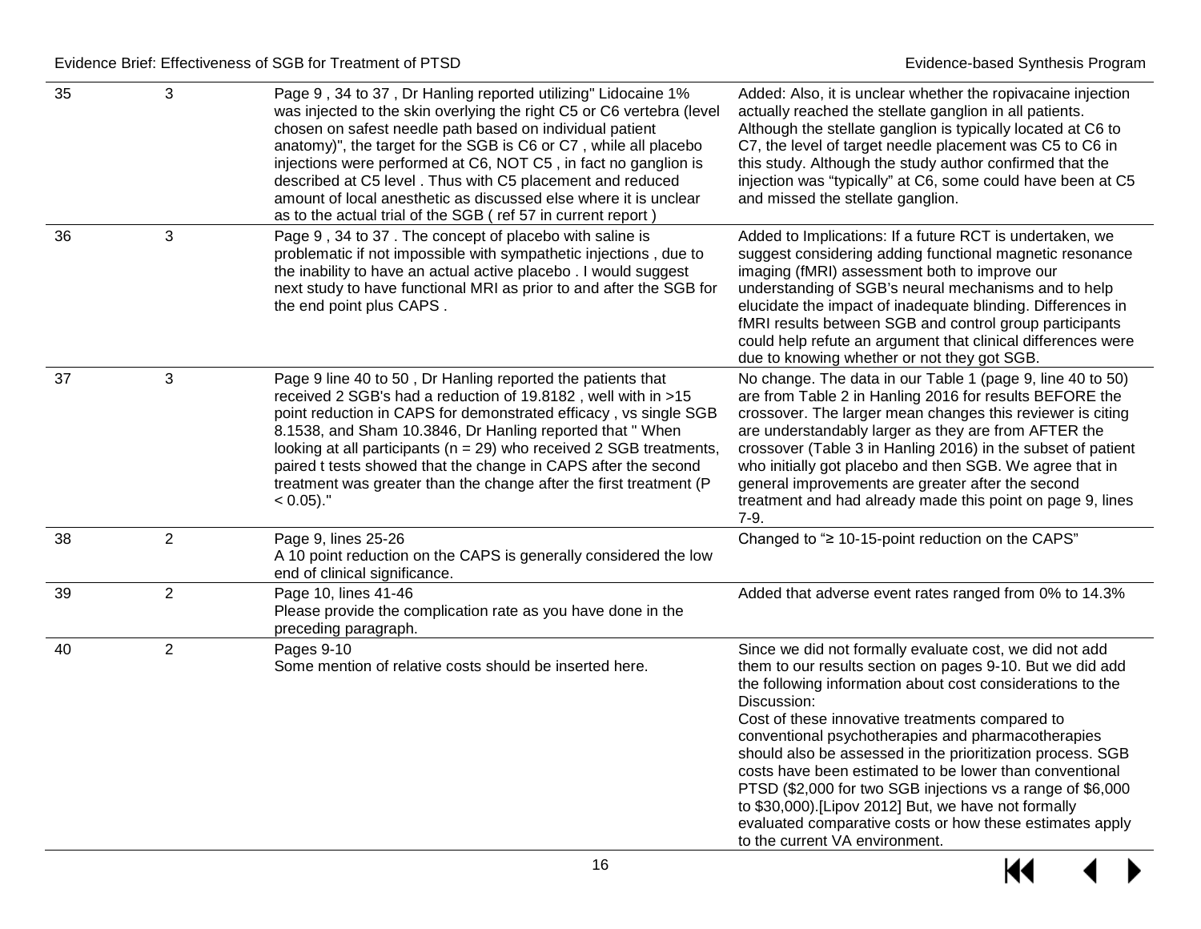| 35 | 3 | Page 9 , 34 to 37 , Dr Hanling reported utilizing" Lidocaine 1% was injected to the skin overlying the right C5 or C6 vertebra (level chosen on safest needle path based on individual patient anatomy)", the target for the SGB is C6 or C7 , while all placebo injections were performed at C6, NOT C5 , in fact no ganglion is described at C5 level . Thus with C5 placement and reduced amount of local anesthetic as discussed else where it is unclear as to the actual trial of the SGB ( ref 57 in current report ) | Added: Also, it is unclear whether the ropivacaine injection actually reached the stellate ganglion in all patients. Although the stellate ganglion is typically located at C6 to C7, the level of target needle placement was C5 to C6 in this study. Although the study author confirmed that the injection was "typically" at C6, some could have been at C5 and missed the stellate ganglion. |
|---|---|---|---|
| 36 | 3 | Page 9 , 34 to 37 . The concept of placebo with saline is problematic if not impossible with sympathetic injections , due to the inability to have an actual active placebo . I would suggest next study to have functional MRI as prior to and after the SGB for the end point plus CAPS . | Added to Implications: If a future RCT is undertaken, we suggest considering adding functional magnetic resonance imaging (fMRI) assessment both to improve our understanding of SGB's neural mechanisms and to help elucidate the impact of inadequate blinding. Differences in fMRI results between SGB and control group participants could help refute an argument that clinical differences were due to knowing whether or not they got SGB. |
| 37 | 3 | Page 9 line 40 to 50 , Dr Hanling reported the patients that received 2 SGB's had a reduction of 19.8182 , well with in >15 point reduction in CAPS for demonstrated efficacy , vs single SGB 8.1538, and Sham 10.3846, Dr Hanling reported that " When looking at all participants (n = 29) who received 2 SGB treatments, paired t tests showed that the change in CAPS after the second treatment was greater than the change after the first treatment (P < 0.05)." | No change. The data in our Table 1 (page 9, line 40 to 50) are from Table 2 in Hanling 2016 for results BEFORE the crossover. The larger mean changes this reviewer is citing are understandably larger as they are from AFTER the crossover (Table 3 in Hanling 2016) in the subset of patient who initially got placebo and then SGB. We agree that in general improvements are greater after the second treatment and had already made this point on page 9, lines 7-9. |
| 38 | 2 | Page 9, lines 25-26<br>A 10 point reduction on the CAPS is generally considered the low end of clinical significance. | Changed to "≥ 10-15-point reduction on the CAPS" |
| 39 | 2 | Page 10, lines 41-46<br>Please provide the complication rate as you have done in the preceding paragraph. | Added that adverse event rates ranged from 0% to 14.3% |
| 40 | 2 | Pages 9-10<br>Some mention of relative costs should be inserted here. | Since we did not formally evaluate cost, we did not add them to our results section on pages 9-10. But we did add the following information about cost considerations to the Discussion:<br>Cost of these innovative treatments compared to conventional psychotherapies and pharmacotherapies should also be assessed in the prioritization process. SGB costs have been estimated to be lower than conventional PTSD ($2,000 for two SGB injections vs a range of $6,000 to $30,000).[Lipov 2012] But, we have not formally evaluated comparative costs or how these estimates apply to the current VA environment. |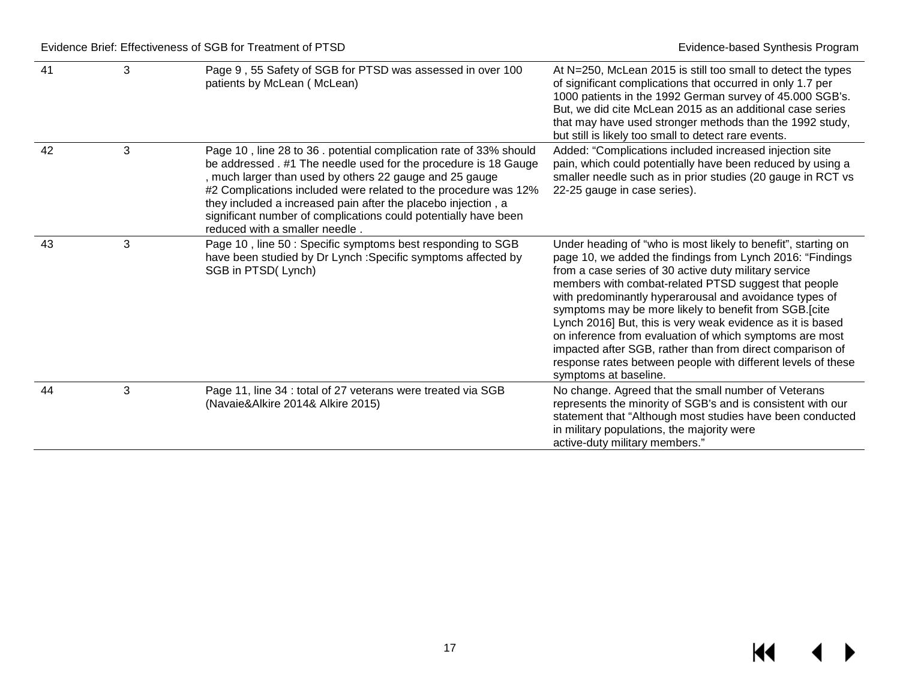| 41 | 3 | Page 9 , 55 Safety of SGB for PTSD was assessed in over 100 patients by McLean ( McLean) | At N=250, McLean 2015 is still too small to detect the types of significant complications that occurred in only 1.7 per 1000 patients in the 1992 German survey of 45.000 SGB's. But, we did cite McLean 2015 as an additional case series that may have used stronger methods than the 1992 study, but still is likely too small to detect rare events. |
|---|---|---|---|
| 42 | 3 | Page 10 , line 28 to 36 . potential complication rate of 33% should be addressed . #1 The needle used for the procedure is 18 Gauge , much larger than used by others 22 gauge and 25 gauge #2 Complications included were related to the procedure was 12% they included a increased pain after the placebo injection , a significant number of complications could potentially have been reduced with a smaller needle . | Added: "Complications included increased injection site pain, which could potentially have been reduced by using a smaller needle such as in prior studies (20 gauge in RCT vs 22-25 gauge in case series). |
| 43 | 3 | Page 10 , line 50 : Specific symptoms best responding to SGB have been studied by Dr Lynch :Specific symptoms affected by SGB in PTSD( Lynch) | Under heading of "who is most likely to benefit", starting on page 10, we added the findings from Lynch 2016: "Findings from a case series of 30 active duty military service members with combat-related PTSD suggest that people with predominantly hyperarousal and avoidance types of symptoms may be more likely to benefit from SGB.[cite Lynch 2016] But, this is very weak evidence as it is based on inference from evaluation of which symptoms are most impacted after SGB, rather than from direct comparison of response rates between people with different levels of these symptoms at baseline. |
| 44 | 3 | Page 11, line 34 : total of 27 veterans were treated via SGB (Navaie&Alkire 2014& Alkire 2015) | No change. Agreed that the small number of Veterans represents the minority of SGB's and is consistent with our statement that "Although most studies have been conducted in military populations, the majority were active-duty military members." |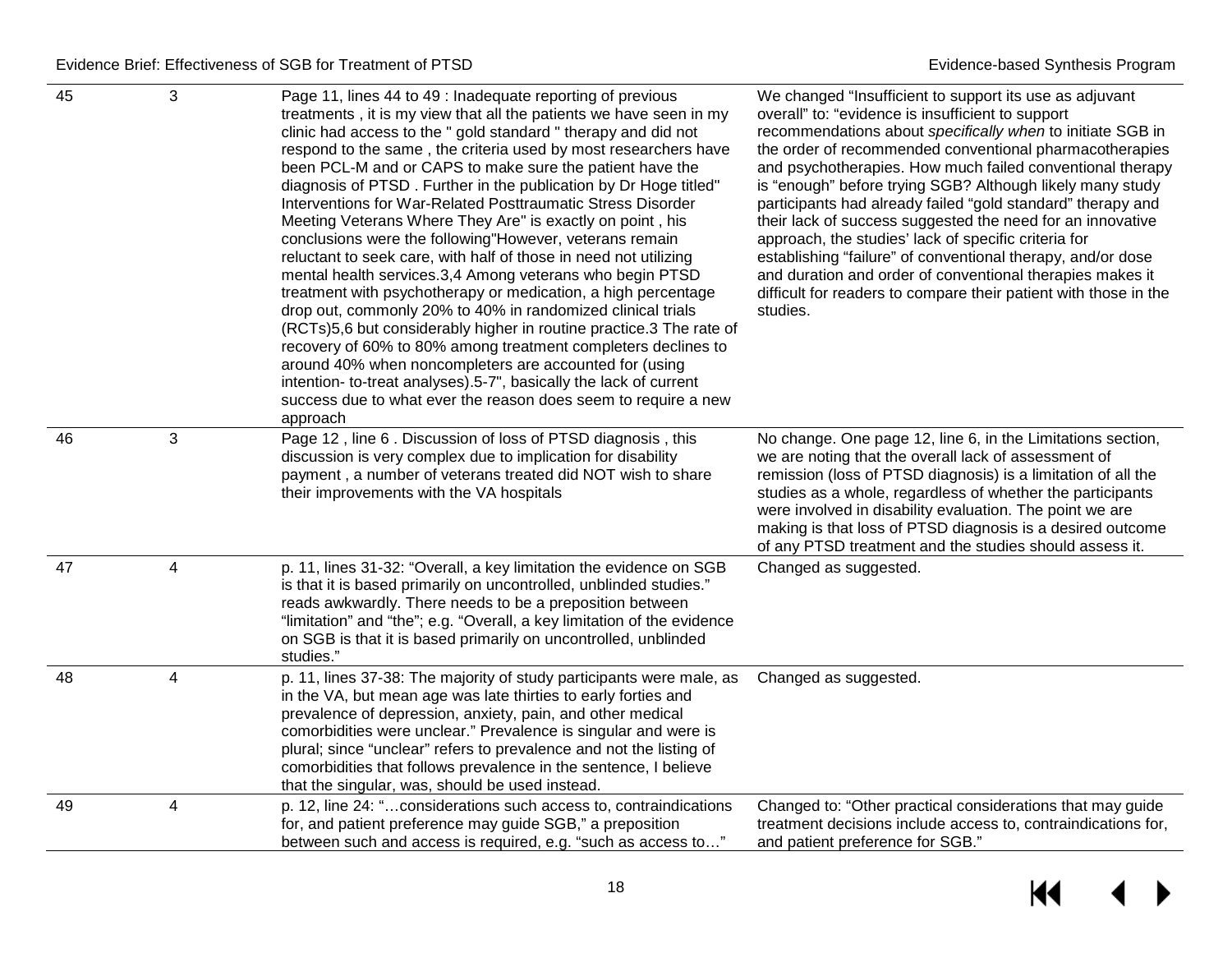| | | | |
|---|---|---|---|
| 45 | 3 | Page 11, lines 44 to 49 : Inadequate reporting of previous treatments , it is my view that all the patients we have seen in my clinic had access to the " gold standard " therapy and did not respond to the same , the criteria used by most researchers have been PCL-M and or CAPS to make sure the patient have the diagnosis of PTSD . Further in the publication by Dr Hoge titled" Interventions for War-Related Posttraumatic Stress Disorder Meeting Veterans Where They Are" is exactly on point , his conclusions were the following"However, veterans remain reluctant to seek care, with half of those in need not utilizing mental health services.3,4 Among veterans who begin PTSD treatment with psychotherapy or medication, a high percentage drop out, commonly 20% to 40% in randomized clinical trials (RCTs)5,6 but considerably higher in routine practice.3 The rate of recovery of 60% to 80% among treatment completers declines to around 40% when noncompleters are accounted for (using intention- to-treat analyses).5-7", basically the lack of current success due to what ever the reason does seem to require a new approach | We changed "Insufficient to support its use as adjuvant overall" to: "evidence is insufficient to support recommendations about *specifically when* to initiate SGB in the order of recommended conventional pharmacotherapies and psychotherapies. How much failed conventional therapy is "enough" before trying SGB? Although likely many study participants had already failed "gold standard" therapy and their lack of success suggested the need for an innovative approach, the studies' lack of specific criteria for establishing "failure" of conventional therapy, and/or dose and duration and order of conventional therapies makes it difficult for readers to compare their patient with those in the studies. |
| 46 | 3 | Page 12 , line 6 . Discussion of loss of PTSD diagnosis , this discussion is very complex due to implication for disability payment , a number of veterans treated did NOT wish to share their improvements with the VA hospitals | No change. One page 12, line 6, in the Limitations section, we are noting that the overall lack of assessment of remission (loss of PTSD diagnosis) is a limitation of all the studies as a whole, regardless of whether the participants were involved in disability evaluation. The point we are making is that loss of PTSD diagnosis is a desired outcome of any PTSD treatment and the studies should assess it. |
| 47 | 4 | p. 11, lines 31-32: "Overall, a key limitation the evidence on SGB is that it is based primarily on uncontrolled, unblinded studies." reads awkwardly. There needs to be a preposition between "limitation" and "the"; e.g. "Overall, a key limitation of the evidence on SGB is that it is based primarily on uncontrolled, unblinded studies." | Changed as suggested. |
| 48 | 4 | p. 11, lines 37-38: The majority of study participants were male, as in the VA, but mean age was late thirties to early forties and prevalence of depression, anxiety, pain, and other medical comorbidities were unclear." Prevalence is singular and were is plural; since "unclear" refers to prevalence and not the listing of comorbidities that follows prevalence in the sentence, I believe that the singular, was, should be used instead. | Changed as suggested. |
| 49 | 4 | p. 12, line 24: "…considerations such access to, contraindications for, and patient preference may guide SGB," a preposition between such and access is required, e.g. "such as access to…" | Changed to: "Other practical considerations that may guide treatment decisions include access to, contraindications for, and patient preference for SGB." |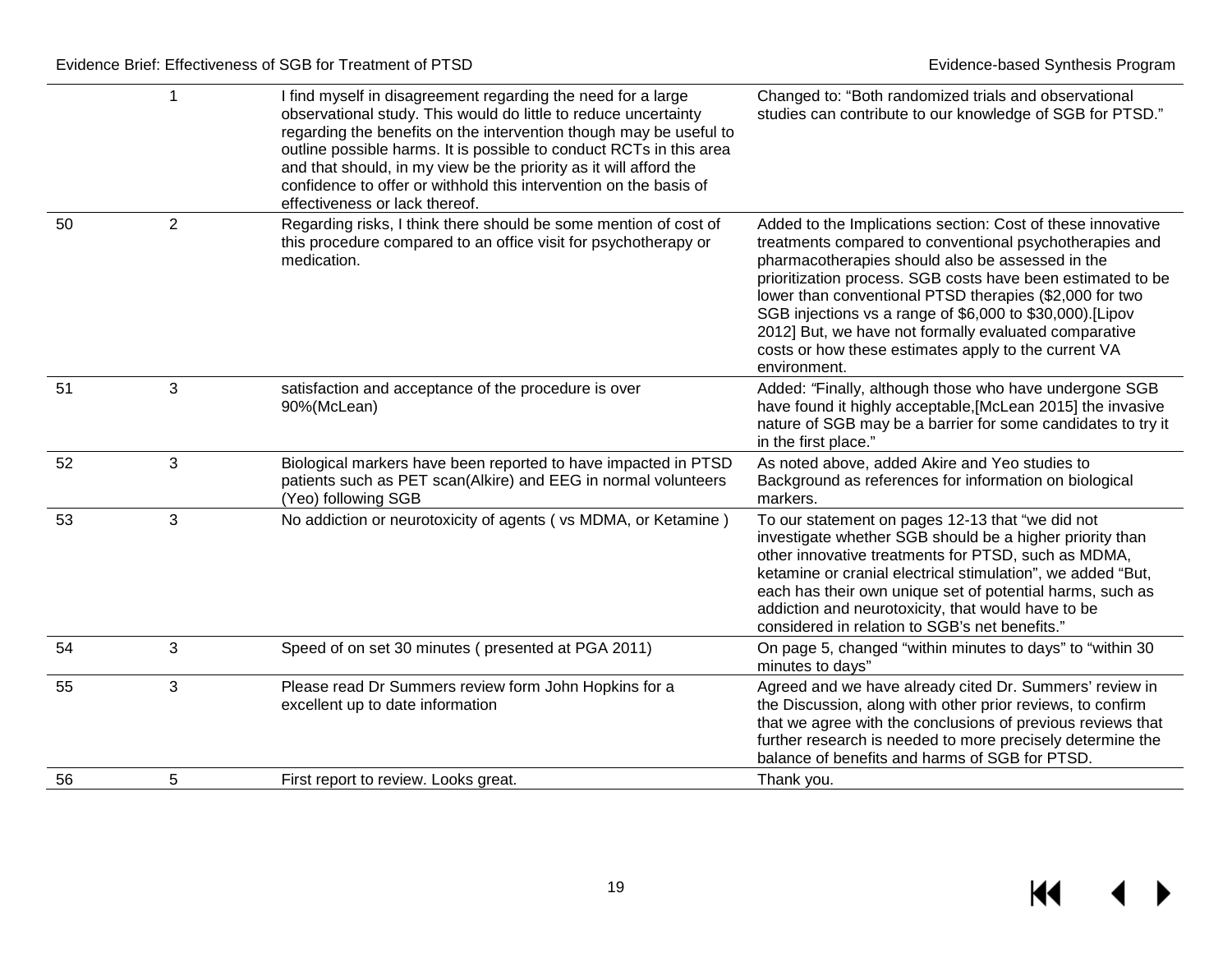| | | | |
|---|---|---|---|
| | 1 | I find myself in disagreement regarding the need for a large observational study. This would do little to reduce uncertainty regarding the benefits on the intervention though may be useful to outline possible harms. It is possible to conduct RCTs in this area and that should, in my view be the priority as it will afford the confidence to offer or withhold this intervention on the basis of effectiveness or lack thereof. | Changed to: "Both randomized trials and observational studies can contribute to our knowledge of SGB for PTSD." |
| 50 | 2 | Regarding risks, I think there should be some mention of cost of this procedure compared to an office visit for psychotherapy or medication. | Added to the Implications section: Cost of these innovative treatments compared to conventional psychotherapies and pharmacotherapies should also be assessed in the prioritization process. SGB costs have been estimated to be lower than conventional PTSD therapies ($2,000 for two SGB injections vs a range of $6,000 to $30,000).[Lipov 2012] But, we have not formally evaluated comparative costs or how these estimates apply to the current VA environment. |
| 51 | 3 | satisfaction and acceptance of the procedure is over 90%(McLean) | Added: "Finally, although those who have undergone SGB have found it highly acceptable,[McLean 2015] the invasive nature of SGB may be a barrier for some candidates to try it in the first place." |
| 52 | 3 | Biological markers have been reported to have impacted in PTSD patients such as PET scan(Alkire) and EEG in normal volunteers (Yeo) following SGB | As noted above, added Akire and Yeo studies to Background as references for information on biological markers. |
| 53 | 3 | No addiction or neurotoxicity of agents ( vs MDMA, or Ketamine ) | To our statement on pages 12-13 that "we did not investigate whether SGB should be a higher priority than other innovative treatments for PTSD, such as MDMA, ketamine or cranial electrical stimulation", we added "But, each has their own unique set of potential harms, such as addiction and neurotoxicity, that would have to be considered in relation to SGB's net benefits." |
| 54 | 3 | Speed of on set 30 minutes ( presented at PGA 2011) | On page 5, changed "within minutes to days" to "within 30 minutes to days" |
| 55 | 3 | Please read Dr Summers review form John Hopkins for a excellent up to date information | Agreed and we have already cited Dr. Summers' review in the Discussion, along with other prior reviews, to confirm that we agree with the conclusions of previous reviews that further research is needed to more precisely determine the balance of benefits and harms of SGB for PTSD. |
| 56 | 5 | First report to review. Looks great. | Thank you. |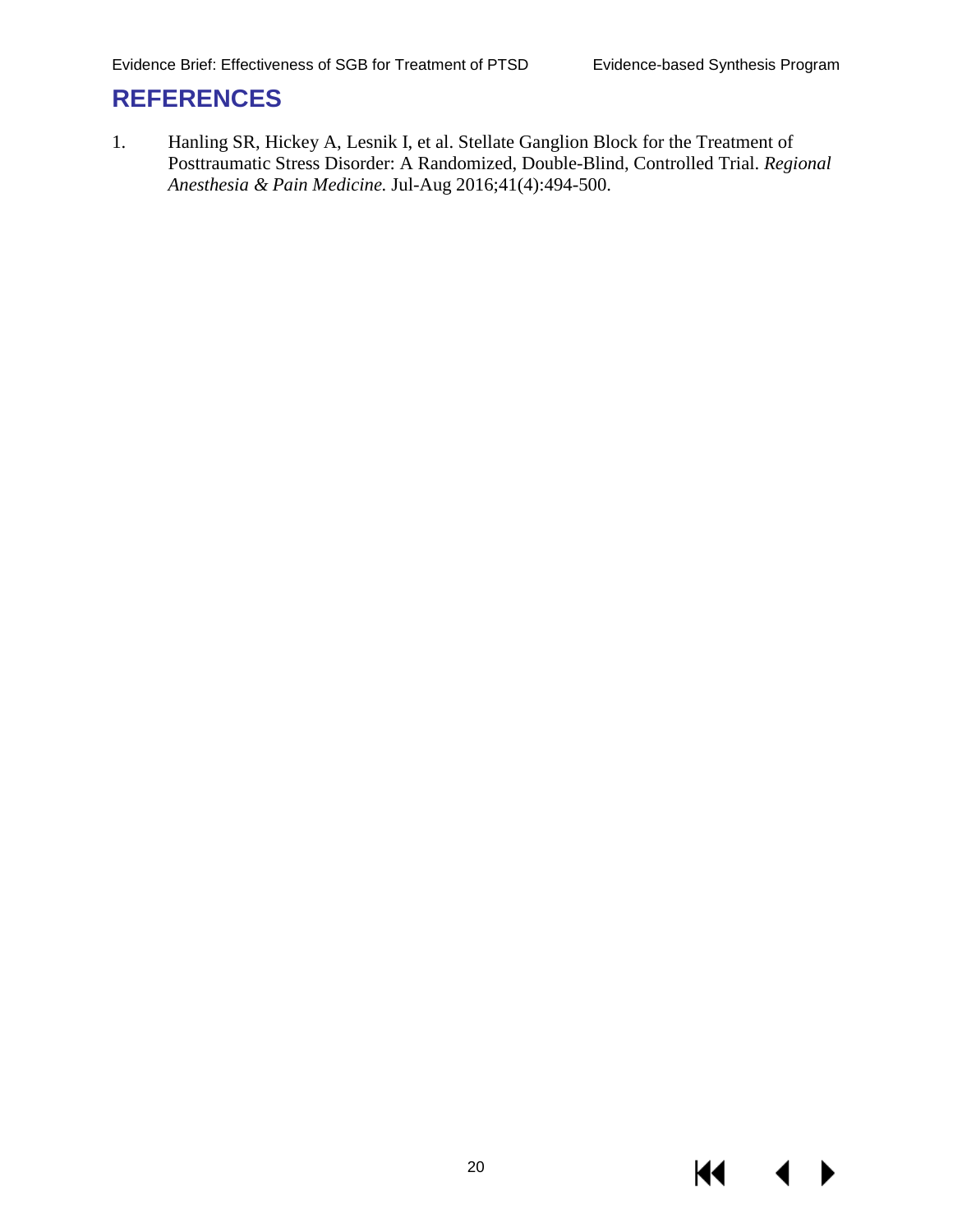# REFERENCES

1. Hanling SR, Hickey A, Lesnik I, et al. Stellate Ganglion Block for the Treatment of Posttraumatic Stress Disorder: A Randomized, Double-Blind, Controlled Trial. *Regional Anesthesia & Pain Medicine.* Jul-Aug 2016;41(4):494-500.